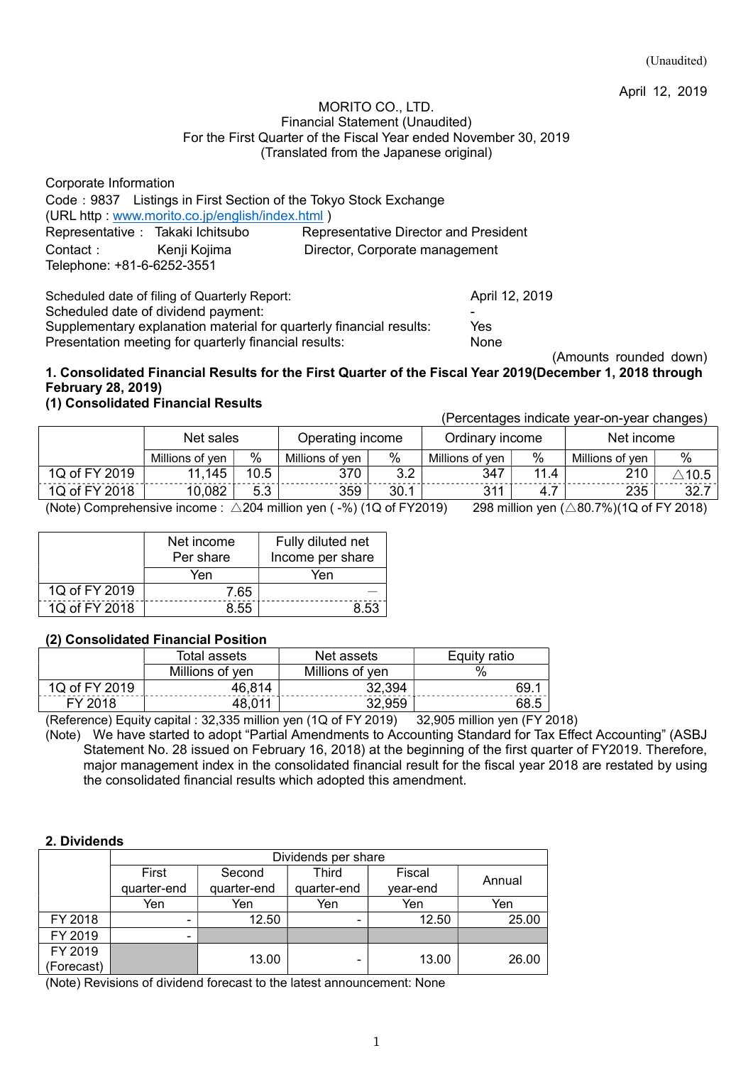(Unaudited)

April 12, 2019

MORITO CO., LTD.
Financial Statement (Unaudited)
For the First Quarter of the Fiscal Year ended November 30, 2019
(Translated from the Japanese original)

Corporate Information
Code：9837 Listings in First Section of the Tokyo Stock Exchange
(URL http : www.morito.co.jp/english/index.html )
Representative： Takaki Ichitsubo Representative Director and President
Contact： Kenji Kojima Director, Corporate management
Telephone: +81-6-6252-3551

| | |
|---|---|
| Scheduled date of filing of Quarterly Report: | April 12, 2019 |
| Scheduled date of dividend payment: | - |
| Supplementary explanation material for quarterly financial results: | Yes |
| Presentation meeting for quarterly financial results: | None |

(Amounts rounded down)

**1. Consolidated Financial Results for the First Quarter of the Fiscal Year 2019(December 1, 2018 through February 28, 2019)**

**(1) Consolidated Financial Results**

(Percentages indicate year-on-year changes)

| | Net sales | | Operating income | | Ordinary income | | Net income | |
|---|---|---|---|---|---|---|---|---|
| | Millions of yen | % | Millions of yen | % | Millions of yen | % | Millions of yen | % |
| 1Q of FY 2019 | 11,145 | 10.5 | 370 | 3.2 | 347 | 11.4 | 210 | △10.5 |
| 1Q of FY 2018 | 10,082 | 5.3 | 359 | 30.1 | 311 | 4.7 | 235 | 32.7 |

(Note) Comprehensive income : △204 million yen ( -%) (1Q of FY2019) 298 million yen (△80.7%)(1Q of FY 2018)

| | Net income Per share | Fully diluted net Income per share |
|---|---|---|
| | Yen | Yen |
| 1Q of FY 2019 | 7.65 | ― |
| 1Q of FY 2018 | 8.55 | 8.53 |

**(2) Consolidated Financial Position**

| | Total assets | Net assets | Equity ratio |
|---|---|---|---|
| | Millions of yen | Millions of yen | % |
| 1Q of FY 2019 | 46,814 | 32,394 | 69.1 |
| FY 2018 | 48,011 | 32,959 | 68.5 |

(Reference) Equity capital : 32,335 million yen (1Q of FY 2019) 32,905 million yen (FY 2018)

(Note) We have started to adopt "Partial Amendments to Accounting Standard for Tax Effect Accounting" (ASBJ Statement No. 28 issued on February 16, 2018) at the beginning of the first quarter of FY2019. Therefore, major management index in the consolidated financial result for the fiscal year 2018 are restated by using the consolidated financial results which adopted this amendment.

**2. Dividends**

| | Dividends per share | | | | |
|---|---|---|---|---|---|
| | First quarter-end | Second quarter-end | Third quarter-end | Fiscal year-end | Annual |
| | Yen | Yen | Yen | Yen | Yen |
| FY 2018 | - | 12.50 | - | 12.50 | 25.00 |
| FY 2019 | - | | | | |
| FY 2019 (Forecast) | | 13.00 | - | 13.00 | 26.00 |

(Note) Revisions of dividend forecast to the latest announcement: None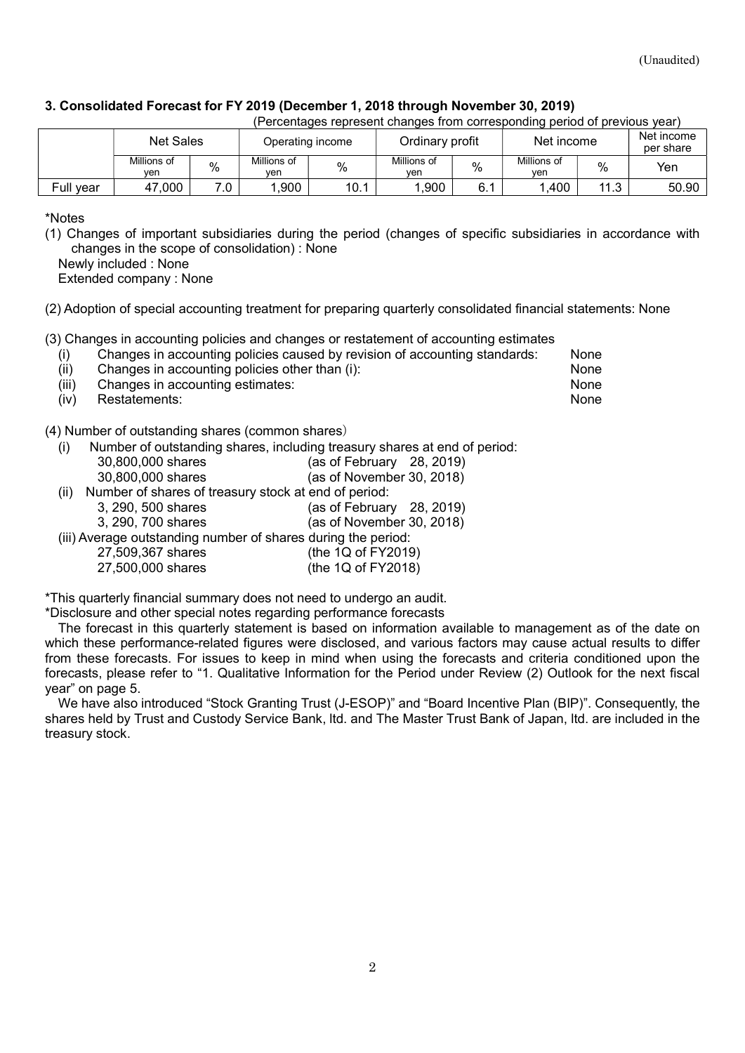(Unaudited)

### 3. Consolidated Forecast for FY 2019 (December 1, 2018 through November 30, 2019)

(Percentages represent changes from corresponding period of previous year)

| | Net Sales | | Operating income | | Ordinary profit | | Net income | | Net income per share |
|---|---|---|---|---|---|---|---|---|---|
| | Millions of yen | % | Millions of yen | % | Millions of yen | % | Millions of yen | % | Yen |
| Full year | 47,000 | 7.0 | 1,900 | 10.1 | 1,900 | 6.1 | 1,400 | 11.3 | 50.90 |

*Notes

(1) Changes of important subsidiaries during the period (changes of specific subsidiaries in accordance with changes in the scope of consolidation) : None
Newly included : None
Extended company : None

(2) Adoption of special accounting treatment for preparing quarterly consolidated financial statements: None

(3) Changes in accounting policies and changes or restatement of accounting estimates

| | | |
|---|---|---|
| (i) | Changes in accounting policies caused by revision of accounting standards: | None |
| (ii) | Changes in accounting policies other than (i): | None |
| (iii) | Changes in accounting estimates: | None |
| (iv) | Restatements: | None |

(4) Number of outstanding shares (common shares)

(i) Number of outstanding shares, including treasury shares at end of period:
30,800,000 shares (as of February 28, 2019)
30,800,000 shares (as of November 30, 2018)

(ii) Number of shares of treasury stock at end of period:
3, 290, 500 shares (as of February 28, 2019)
3, 290, 700 shares (as of November 30, 2018)

(iii) Average outstanding number of shares during the period:
27,509,367 shares (the 1Q of FY2019)
27,500,000 shares (the 1Q of FY2018)

*This quarterly financial summary does not need to undergo an audit.

*Disclosure and other special notes regarding performance forecasts

The forecast in this quarterly statement is based on information available to management as of the date on which these performance-related figures were disclosed, and various factors may cause actual results to differ from these forecasts. For issues to keep in mind when using the forecasts and criteria conditioned upon the forecasts, please refer to "1. Qualitative Information for the Period under Review (2) Outlook for the next fiscal year" on page 5.

We have also introduced "Stock Granting Trust (J-ESOP)" and "Board Incentive Plan (BIP)". Consequently, the shares held by Trust and Custody Service Bank, ltd. and The Master Trust Bank of Japan, ltd. are included in the treasury stock.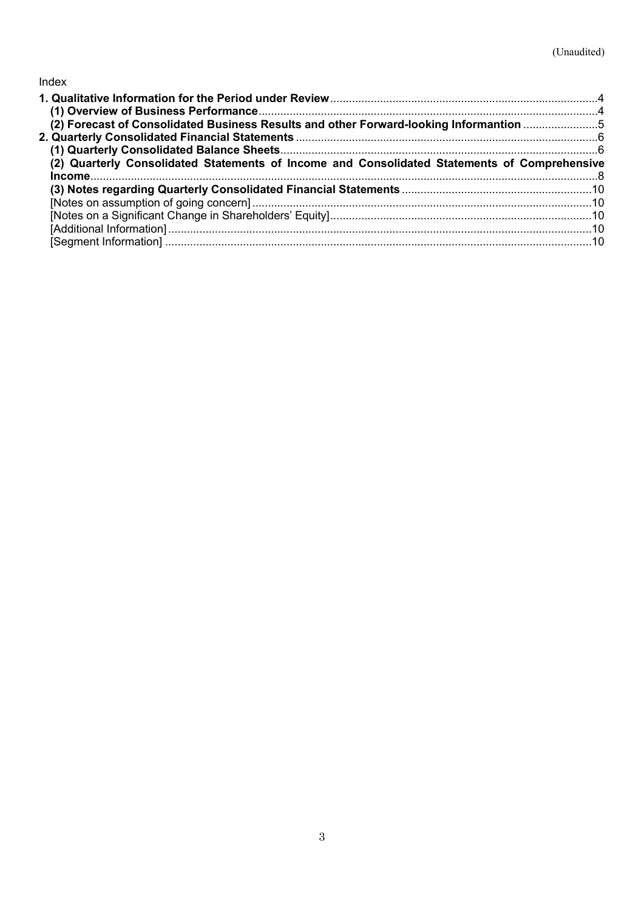(Unaudited)

Index

**1. Qualitative Information for the Period under Review** .....4

**(1) Overview of Business Performance** .....4

**(2) Forecast of Consolidated Business Results and other Forward-looking Informantion** .....5

**2. Quarterly Consolidated Financial Statements** .....6

**(1) Quarterly Consolidated Balance Sheets** .....6

**(2) Quarterly Consolidated Statements of Income and Consolidated Statements of Comprehensive Income** .....8

**(3) Notes regarding Quarterly Consolidated Financial Statements** .....10

[Notes on assumption of going concern] .....10

[Notes on a Significant Change in Shareholders' Equity] .....10

[Additional Information] .....10

[Segment Information] .....10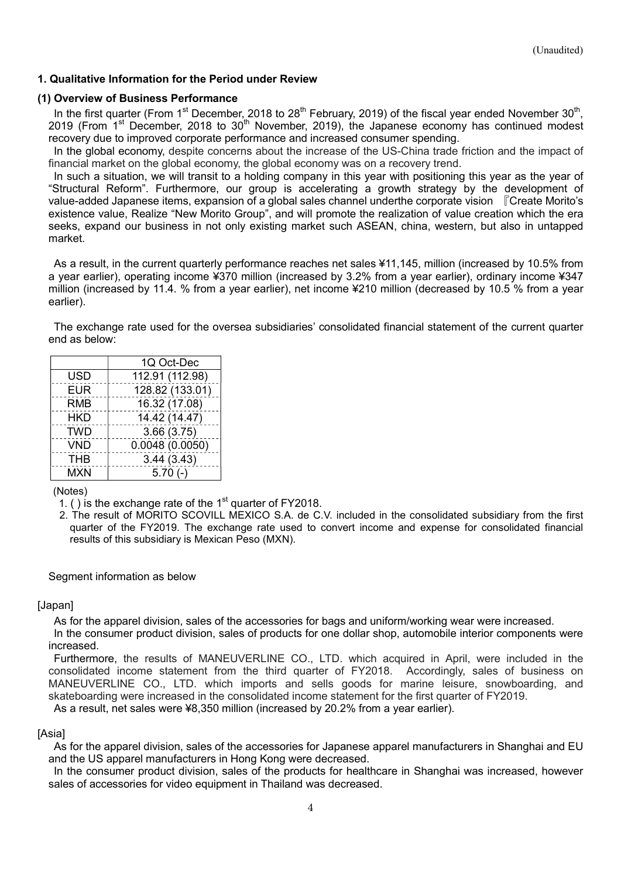(Unaudited)

### 1. Qualitative Information for the Period under Review

#### (1) Overview of Business Performance

In the first quarter (From 1st December, 2018 to 28th February, 2019) of the fiscal year ended November 30th, 2019 (From 1st December, 2018 to 30th November, 2019), the Japanese economy has continued modest recovery due to improved corporate performance and increased consumer spending.

In the global economy, despite concerns about the increase of the US-China trade friction and the impact of financial market on the global economy, the global economy was on a recovery trend.

In such a situation, we will transit to a holding company in this year with positioning this year as the year of "Structural Reform". Furthermore, our group is accelerating a growth strategy by the development of value-added Japanese items, expansion of a global sales channel underthe corporate vision 『Create Morito's existence value, Realize "New Morito Group", and will promote the realization of value creation which the era seeks, expand our business in not only existing market such ASEAN, china, western, but also in untapped market.

As a result, in the current quarterly performance reaches net sales ¥11,145, million (increased by 10.5% from a year earlier), operating income ¥370 million (increased by 3.2% from a year earlier), ordinary income ¥347 million (increased by 11.4. % from a year earlier), net income ¥210 million (decreased by 10.5 % from a year earlier).

The exchange rate used for the oversea subsidiaries' consolidated financial statement of the current quarter end as below:

| | 1Q Oct-Dec |
|---|---|
| USD | 112.91 (112.98) |
| EUR | 128.82 (133.01) |
| RMB | 16.32 (17.08) |
| HKD | 14.42 (14.47) |
| TWD | 3.66 (3.75) |
| VND | 0.0048 (0.0050) |
| THB | 3.44 (3.43) |
| MXN | 5.70 (-) |

(Notes)

1. ( ) is the exchange rate of the 1st quarter of FY2018.
2. The result of MORITO SCOVILL MEXICO S.A. de C.V. included in the consolidated subsidiary from the first quarter of the FY2019. The exchange rate used to convert income and expense for consolidated financial results of this subsidiary is Mexican Peso (MXN).

Segment information as below

[Japan]

As for the apparel division, sales of the accessories for bags and uniform/working wear were increased.

In the consumer product division, sales of products for one dollar shop, automobile interior components were increased.

Furthermore, the results of MANEUVERLINE CO., LTD. which acquired in April, were included in the consolidated income statement from the third quarter of FY2018. Accordingly, sales of business on MANEUVERLINE CO., LTD. which imports and sells goods for marine leisure, snowboarding, and skateboarding were increased in the consolidated income statement for the first quarter of FY2019.

As a result, net sales were ¥8,350 million (increased by 20.2% from a year earlier).

[Asia]

As for the apparel division, sales of the accessories for Japanese apparel manufacturers in Shanghai and EU and the US apparel manufacturers in Hong Kong were decreased.

In the consumer product division, sales of the products for healthcare in Shanghai was increased, however sales of accessories for video equipment in Thailand was decreased.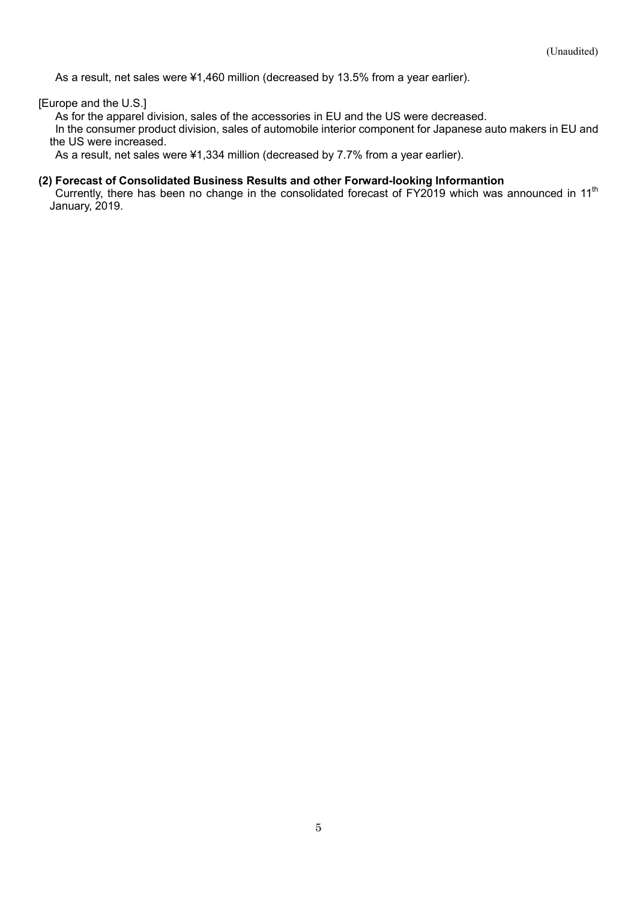As a result, net sales were ¥1,460 million (decreased by 13.5% from a year earlier).

[Europe and the U.S.]

As for the apparel division, sales of the accessories in EU and the US were decreased.

In the consumer product division, sales of automobile interior component for Japanese auto makers in EU and the US were increased.

As a result, net sales were ¥1,334 million (decreased by 7.7% from a year earlier).

**(2) Forecast of Consolidated Business Results and other Forward-looking Informantion**

Currently, there has been no change in the consolidated forecast of FY2019 which was announced in 11th January, 2019.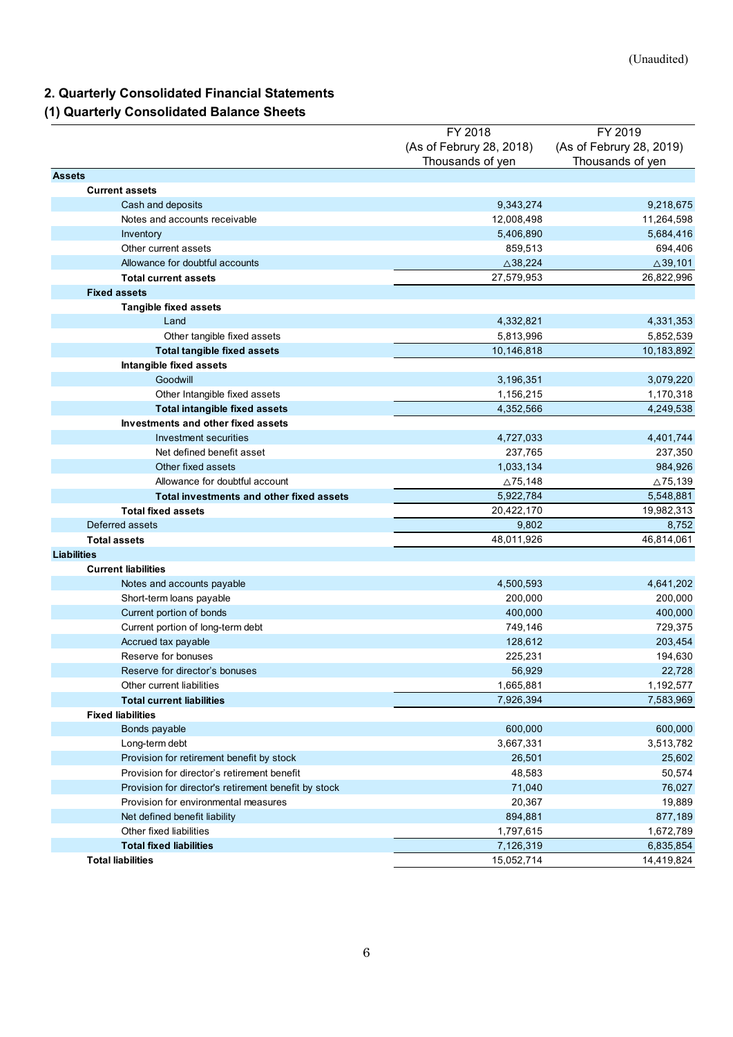(Unaudited)

## 2. Quarterly Consolidated Financial Statements

### (1) Quarterly Consolidated Balance Sheets

| | FY 2018 (As of Februry 28, 2018) Thousands of yen | FY 2019 (As of Februry 28, 2019) Thousands of yen |
|---|---|---|
| **Assets** | | |
| **Current assets** | | |
| Cash and deposits | 9,343,274 | 9,218,675 |
| Notes and accounts receivable | 12,008,498 | 11,264,598 |
| Inventory | 5,406,890 | 5,684,416 |
| Other current assets | 859,513 | 694,406 |
| Allowance for doubtful accounts | △38,224 | △39,101 |
| **Total current assets** | 27,579,953 | 26,822,996 |
| **Fixed assets** | | |
| **Tangible fixed assets** | | |
| Land | 4,332,821 | 4,331,353 |
| Other tangible fixed assets | 5,813,996 | 5,852,539 |
| **Total tangible fixed assets** | 10,146,818 | 10,183,892 |
| **Intangible fixed assets** | | |
| Goodwill | 3,196,351 | 3,079,220 |
| Other Intangible fixed assets | 1,156,215 | 1,170,318 |
| **Total intangible fixed assets** | 4,352,566 | 4,249,538 |
| **Investments and other fixed assets** | | |
| Investment securities | 4,727,033 | 4,401,744 |
| Net defined benefit asset | 237,765 | 237,350 |
| Other fixed assets | 1,033,134 | 984,926 |
| Allowance for doubtful account | △75,148 | △75,139 |
| **Total investments and other fixed assets** | 5,922,784 | 5,548,881 |
| **Total fixed assets** | 20,422,170 | 19,982,313 |
| Deferred assets | 9,802 | 8,752 |
| **Total assets** | 48,011,926 | 46,814,061 |
| **Liabilities** | | |
| **Current liabilities** | | |
| Notes and accounts payable | 4,500,593 | 4,641,202 |
| Short-term loans payable | 200,000 | 200,000 |
| Current portion of bonds | 400,000 | 400,000 |
| Current portion of long-term debt | 749,146 | 729,375 |
| Accrued tax payable | 128,612 | 203,454 |
| Reserve for bonuses | 225,231 | 194,630 |
| Reserve for director's bonuses | 56,929 | 22,728 |
| Other current liabilities | 1,665,881 | 1,192,577 |
| **Total current liabilities** | 7,926,394 | 7,583,969 |
| **Fixed liabilities** | | |
| Bonds payable | 600,000 | 600,000 |
| Long-term debt | 3,667,331 | 3,513,782 |
| Provision for retirement benefit by stock | 26,501 | 25,602 |
| Provision for director's retirement benefit | 48,583 | 50,574 |
| Provision for director's retirement benefit by stock | 71,040 | 76,027 |
| Provision for environmental measures | 20,367 | 19,889 |
| Net defined benefit liability | 894,881 | 877,189 |
| Other fixed liabilities | 1,797,615 | 1,672,789 |
| **Total fixed liabilities** | 7,126,319 | 6,835,854 |
| **Total liabilities** | 15,052,714 | 14,419,824 |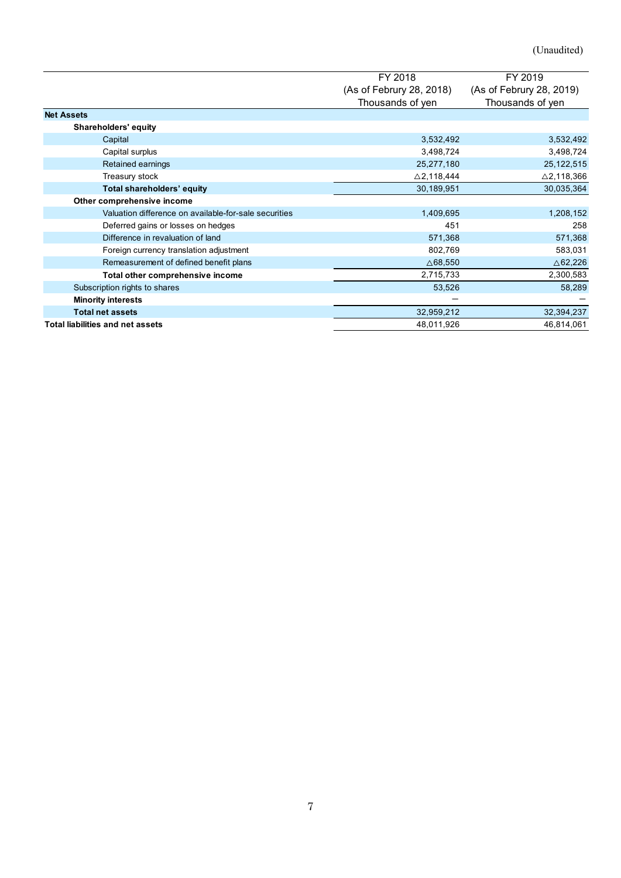(Unaudited)

| | FY 2018<br>(As of Februry 28, 2018)<br>Thousands of yen | FY 2019<br>(As of Februry 28, 2019)<br>Thousands of yen |
|---|---|---|
| **Net Assets** | | |
| **Shareholders' equity** | | |
| Capital | 3,532,492 | 3,532,492 |
| Capital surplus | 3,498,724 | 3,498,724 |
| Retained earnings | 25,277,180 | 25,122,515 |
| Treasury stock | △2,118,444 | △2,118,366 |
| **Total shareholders' equity** | 30,189,951 | 30,035,364 |
| **Other comprehensive income** | | |
| Valuation difference on available-for-sale securities | 1,409,695 | 1,208,152 |
| Deferred gains or losses on hedges | 451 | 258 |
| Difference in revaluation of land | 571,368 | 571,368 |
| Foreign currency translation adjustment | 802,769 | 583,031 |
| Remeasurement of defined benefit plans | △68,550 | △62,226 |
| **Total other comprehensive income** | 2,715,733 | 2,300,583 |
| Subscription rights to shares | 53,526 | 58,289 |
| **Minority interests** | — | — |
| **Total net assets** | 32,959,212 | 32,394,237 |
| **Total liabilities and net assets** | 48,011,926 | 46,814,061 |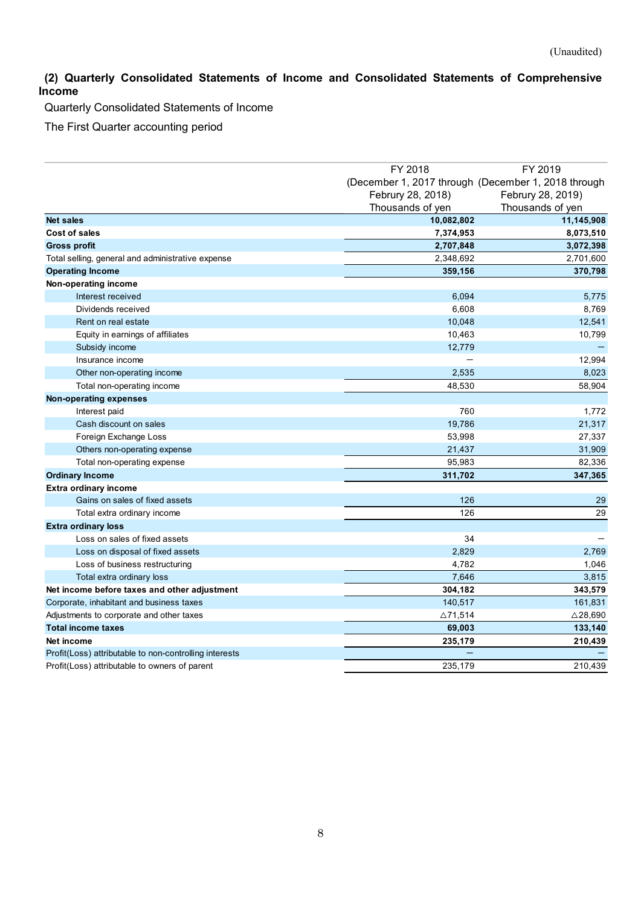(Unaudited)

## (2) Quarterly Consolidated Statements of Income and Consolidated Statements of Comprehensive Income

Quarterly Consolidated Statements of Income

The First Quarter accounting period

| | FY 2018 (December 1, 2017 through Februry 28, 2018) Thousands of yen | FY 2019 (December 1, 2018 through Februry 28, 2019) Thousands of yen |
|---|---|---|
| **Net sales** | **10,082,802** | **11,145,908** |
| **Cost of sales** | **7,374,953** | **8,073,510** |
| **Gross profit** | **2,707,848** | **3,072,398** |
| Total selling, general and administrative expense | 2,348,692 | 2,701,600 |
| **Operating Income** | **359,156** | **370,798** |
| **Non-operating income** | | |
| Interest received | 6,094 | 5,775 |
| Dividends received | 6,608 | 8,769 |
| Rent on real estate | 10,048 | 12,541 |
| Equity in earnings of affiliates | 10,463 | 10,799 |
| Subsidy income | 12,779 | ― |
| Insurance income | ― | 12,994 |
| Other non-operating income | 2,535 | 8,023 |
| Total non-operating income | 48,530 | 58,904 |
| **Non-operating expenses** | | |
| Interest paid | 760 | 1,772 |
| Cash discount on sales | 19,786 | 21,317 |
| Foreign Exchange Loss | 53,998 | 27,337 |
| Others non-operating expense | 21,437 | 31,909 |
| Total non-operating expense | 95,983 | 82,336 |
| **Ordinary Income** | **311,702** | **347,365** |
| **Extra ordinary income** | | |
| Gains on sales of fixed assets | 126 | 29 |
| Total extra ordinary income | 126 | 29 |
| **Extra ordinary loss** | | |
| Loss on sales of fixed assets | 34 | ― |
| Loss on disposal of fixed assets | 2,829 | 2,769 |
| Loss of business restructuring | 4,782 | 1,046 |
| Total extra ordinary loss | 7,646 | 3,815 |
| **Net income before taxes and other adjustment** | **304,182** | **343,579** |
| Corporate, inhabitant and business taxes | 140,517 | 161,831 |
| Adjustments to corporate and other taxes | △71,514 | △28,690 |
| **Total income taxes** | **69,003** | **133,140** |
| **Net income** | **235,179** | **210,439** |
| Profit(Loss) attributable to non-controlling interests | ― | ― |
| Profit(Loss) attributable to owners of parent | 235,179 | 210,439 |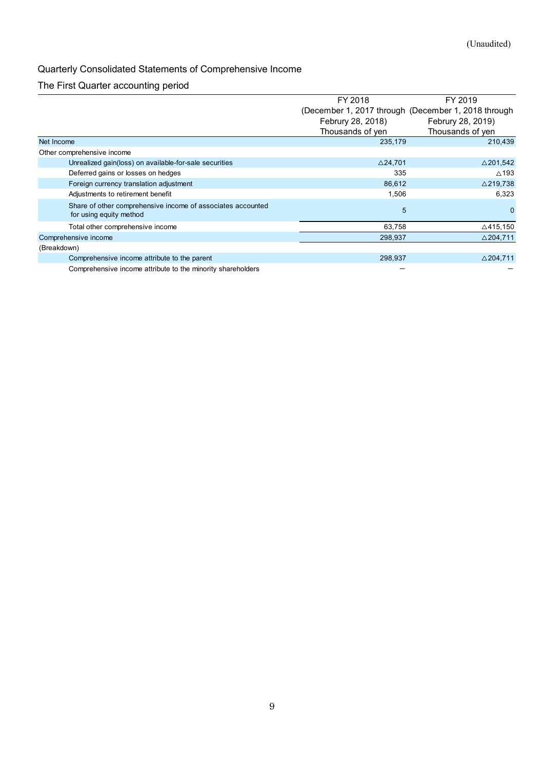(Unaudited)

## Quarterly Consolidated Statements of Comprehensive Income

### The First Quarter accounting period

| | FY 2018 (December 1, 2017 through Februry 28, 2018) Thousands of yen | FY 2019 (December 1, 2018 through Februry 28, 2019) Thousands of yen |
|---|---|---|
| Net Income | 235,179 | 210,439 |
| Other comprehensive income | | |
| Unrealized gain(loss) on available-for-sale securities | △24,701 | △201,542 |
| Deferred gains or losses on hedges | 335 | △193 |
| Foreign currency translation adjustment | 86,612 | △219,738 |
| Adjustments to retirement benefit | 1,506 | 6,323 |
| Share of other comprehensive income of associates accounted for using equity method | 5 | 0 |
| Total other comprehensive income | 63,758 | △415,150 |
| Comprehensive income | 298,937 | △204,711 |
| (Breakdown) | | |
| Comprehensive income attribute to the parent | 298,937 | △204,711 |
| Comprehensive income attribute to the minority shareholders | — | — |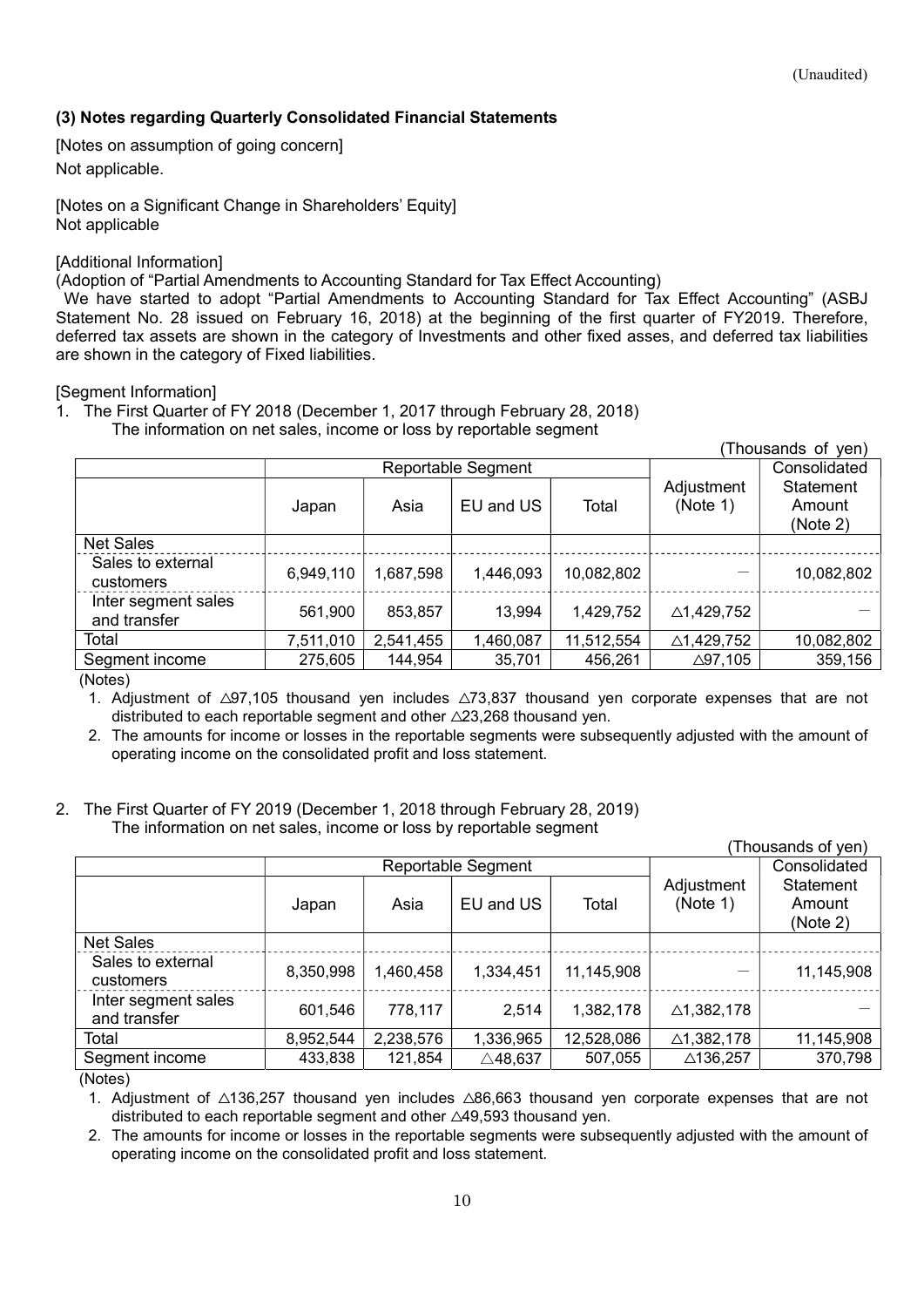(Unaudited)

### (3) Notes regarding Quarterly Consolidated Financial Statements

[Notes on assumption of going concern]
Not applicable.

[Notes on a Significant Change in Shareholders' Equity]
Not applicable

[Additional Information]
(Adoption of "Partial Amendments to Accounting Standard for Tax Effect Accounting)
We have started to adopt "Partial Amendments to Accounting Standard for Tax Effect Accounting" (ASBJ Statement No. 28 issued on February 16, 2018) at the beginning of the first quarter of FY2019. Therefore, deferred tax assets are shown in the category of Investments and other fixed asses, and deferred tax liabilities are shown in the category of Fixed liabilities.

[Segment Information]

1. The First Quarter of FY 2018 (December 1, 2017 through February 28, 2018)
   The information on net sales, income or loss by reportable segment

(Thousands of yen)

| | Reportable Segment | | | | Adjustment (Note 1) | Consolidated Statement Amount (Note 2) |
|---|---|---|---|---|---|---|
| | Japan | Asia | EU and US | Total | | |
| Net Sales | | | | | | |
| Sales to external customers | 6,949,110 | 1,687,598 | 1,446,093 | 10,082,802 | ― | 10,082,802 |
| Inter segment sales and transfer | 561,900 | 853,857 | 13,994 | 1,429,752 | △1,429,752 | ― |
| Total | 7,511,010 | 2,541,455 | 1,460,087 | 11,512,554 | △1,429,752 | 10,082,802 |
| Segment income | 275,605 | 144,954 | 35,701 | 456,261 | △97,105 | 359,156 |

(Notes)

1. Adjustment of △97,105 thousand yen includes △73,837 thousand yen corporate expenses that are not distributed to each reportable segment and other △23,268 thousand yen.
2. The amounts for income or losses in the reportable segments were subsequently adjusted with the amount of operating income on the consolidated profit and loss statement.

2. The First Quarter of FY 2019 (December 1, 2018 through February 28, 2019)
   The information on net sales, income or loss by reportable segment

(Thousands of yen)

| | Reportable Segment | | | | Adjustment (Note 1) | Consolidated Statement Amount (Note 2) |
|---|---|---|---|---|---|---|
| | Japan | Asia | EU and US | Total | | |
| Net Sales | | | | | | |
| Sales to external customers | 8,350,998 | 1,460,458 | 1,334,451 | 11,145,908 | ― | 11,145,908 |
| Inter segment sales and transfer | 601,546 | 778,117 | 2,514 | 1,382,178 | △1,382,178 | ― |
| Total | 8,952,544 | 2,238,576 | 1,336,965 | 12,528,086 | △1,382,178 | 11,145,908 |
| Segment income | 433,838 | 121,854 | △48,637 | 507,055 | △136,257 | 370,798 |

(Notes)

1. Adjustment of △136,257 thousand yen includes △86,663 thousand yen corporate expenses that are not distributed to each reportable segment and other △49,593 thousand yen.
2. The amounts for income or losses in the reportable segments were subsequently adjusted with the amount of operating income on the consolidated profit and loss statement.